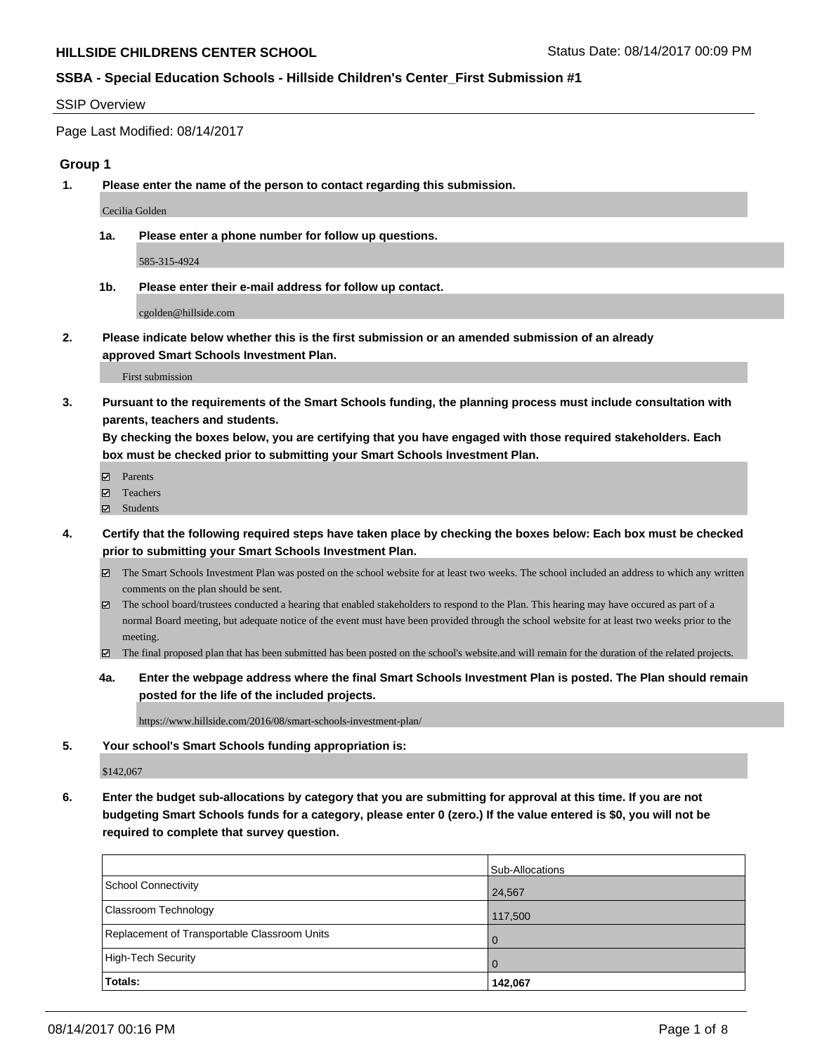**HILLSIDE CHILDRENS CENTER SCHOOL** Status Date: 08/14/2017 00:09 PM

**SSBA - Special Education Schools - Hillside Children's Center_First Submission #1**

SSIP Overview

Page Last Modified: 08/14/2017

## Group 1

**1. Please enter the name of the person to contact regarding this submission.**

Cecilia Golden

**1a. Please enter a phone number for follow up questions.**

585-315-4924

**1b. Please enter their e-mail address for follow up contact.**

cgolden@hillside.com

**2. Please indicate below whether this is the first submission or an amended submission of an already approved Smart Schools Investment Plan.**

First submission

**3. Pursuant to the requirements of the Smart Schools funding, the planning process must include consultation with parents, teachers and students.**
**By checking the boxes below, you are certifying that you have engaged with those required stakeholders. Each box must be checked prior to submitting your Smart Schools Investment Plan.**

- ☑ Parents
- ☑ Teachers
- ☑ Students

**4. Certify that the following required steps have taken place by checking the boxes below: Each box must be checked prior to submitting your Smart Schools Investment Plan.**

- ☑ The Smart Schools Investment Plan was posted on the school website for at least two weeks. The school included an address to which any written comments on the plan should be sent.
- ☑ The school board/trustees conducted a hearing that enabled stakeholders to respond to the Plan. This hearing may have occured as part of a normal Board meeting, but adequate notice of the event must have been provided through the school website for at least two weeks prior to the meeting.
- ☑ The final proposed plan that has been submitted has been posted on the school's website.and will remain for the duration of the related projects.

**4a. Enter the webpage address where the final Smart Schools Investment Plan is posted. The Plan should remain posted for the life of the included projects.**

https://www.hillside.com/2016/08/smart-schools-investment-plan/

**5. Your school's Smart Schools funding appropriation is:**

$142,067

**6. Enter the budget sub-allocations by category that you are submitting for approval at this time. If you are not budgeting Smart Schools funds for a category, please enter 0 (zero.) If the value entered is $0, you will not be required to complete that survey question.**

| | Sub-Allocations |
|---|---|
| School Connectivity | 24,567 |
| Classroom Technology | 117,500 |
| Replacement of Transportable Classroom Units | 0 |
| High-Tech Security | 0 |
| **Totals:** | **142,067** |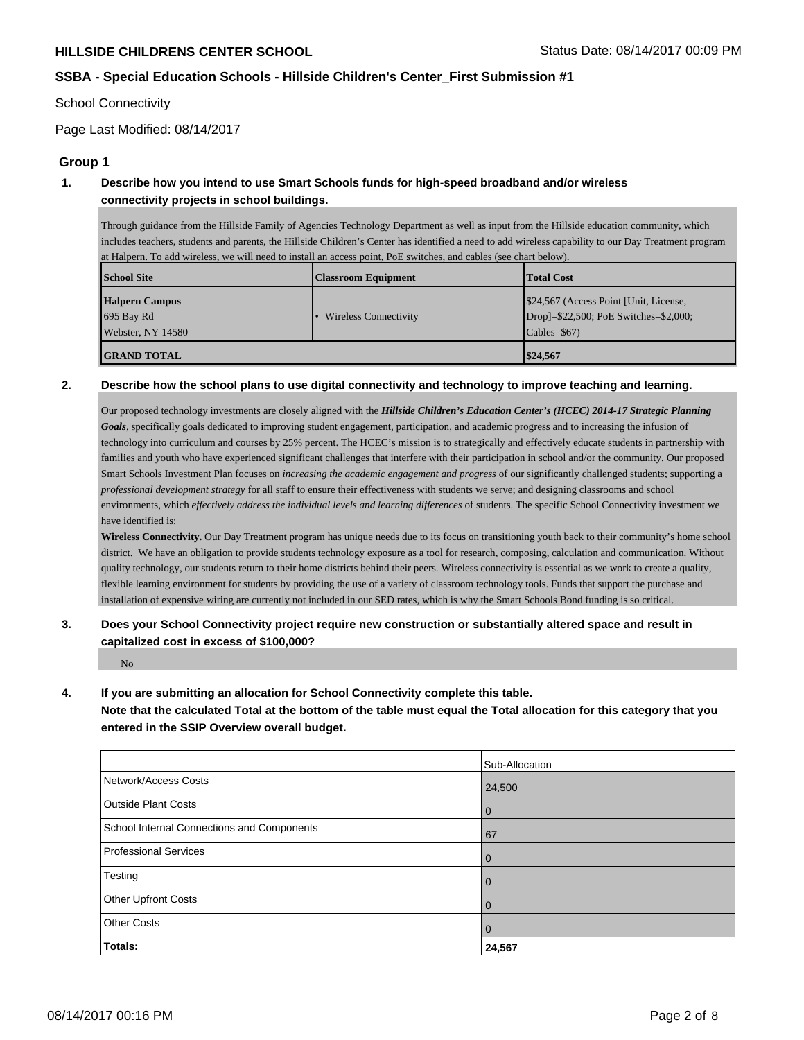School Connectivity

Page Last Modified: 08/14/2017

## Group 1

**1. Describe how you intend to use Smart Schools funds for high-speed broadband and/or wireless connectivity projects in school buildings.**

Through guidance from the Hillside Family of Agencies Technology Department as well as input from the Hillside education community, which includes teachers, students and parents, the Hillside Children's Center has identified a need to add wireless capability to our Day Treatment program at Halpern. To add wireless, we will need to install an access point, PoE switches, and cables (see chart below).

| School Site | Classroom Equipment | Total Cost |
|---|---|---|
| **Halpern Campus**<br>695 Bay Rd<br>Webster, NY 14580 | • Wireless Connectivity | $24,567 (Access Point [Unit, License, Drop]=$22,500; PoE Switches=$2,000; Cables=$67) |
| **GRAND TOTAL** | | **$24,567** |

**2. Describe how the school plans to use digital connectivity and technology to improve teaching and learning.**

Our proposed technology investments are closely aligned with the ***Hillside Children's Education Center's (HCEC) 2014-17 Strategic Planning Goals***, specifically goals dedicated to improving student engagement, participation, and academic progress and to increasing the infusion of technology into curriculum and courses by 25% percent. The HCEC's mission is to strategically and effectively educate students in partnership with families and youth who have experienced significant challenges that interfere with their participation in school and/or the community. Our proposed Smart Schools Investment Plan focuses on *increasing the academic engagement and progress* of our significantly challenged students; supporting a *professional development strategy* for all staff to ensure their effectiveness with students we serve; and designing classrooms and school environments, which *effectively address the individual levels and learning differences* of students. The specific School Connectivity investment we have identified is:

**Wireless Connectivity.** Our Day Treatment program has unique needs due to its focus on transitioning youth back to their community's home school district. We have an obligation to provide students technology exposure as a tool for research, composing, calculation and communication. Without quality technology, our students return to their home districts behind their peers. Wireless connectivity is essential as we work to create a quality, flexible learning environment for students by providing the use of a variety of classroom technology tools. Funds that support the purchase and installation of expensive wiring are currently not included in our SED rates, which is why the Smart Schools Bond funding is so critical.

**3. Does your School Connectivity project require new construction or substantially altered space and result in capitalized cost in excess of $100,000?**

No

**4. If you are submitting an allocation for School Connectivity complete this table.**
**Note that the calculated Total at the bottom of the table must equal the Total allocation for this category that you entered in the SSIP Overview overall budget.**

| | Sub-Allocation |
|---|---|
| Network/Access Costs | 24,500 |
| Outside Plant Costs | 0 |
| School Internal Connections and Components | 67 |
| Professional Services | 0 |
| Testing | 0 |
| Other Upfront Costs | 0 |
| Other Costs | 0 |
| **Totals:** | **24,567** |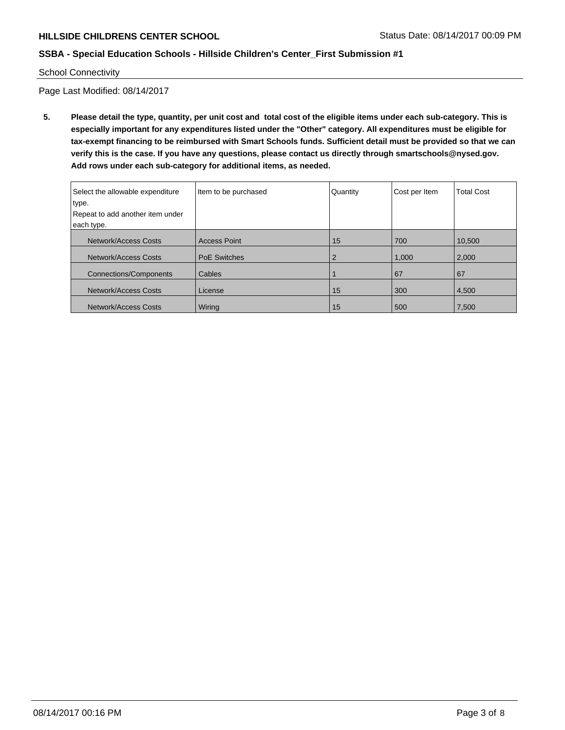School Connectivity

Page Last Modified: 08/14/2017

**5. Please detail the type, quantity, per unit cost and total cost of the eligible items under each sub-category. This is especially important for any expenditures listed under the "Other" category. All expenditures must be eligible for tax-exempt financing to be reimbursed with Smart Schools funds. Sufficient detail must be provided so that we can verify this is the case. If you have any questions, please contact us directly through smartschools@nysed.gov. Add rows under each sub-category for additional items, as needed.**

| Select the allowable expenditure type. Repeat to add another item under each type. | Item to be purchased | Quantity | Cost per Item | Total Cost |
|---|---|---|---|---|
| Network/Access Costs | Access Point | 15 | 700 | 10,500 |
| Network/Access Costs | PoE Switches | 2 | 1,000 | 2,000 |
| Connections/Components | Cables | 1 | 67 | 67 |
| Network/Access Costs | License | 15 | 300 | 4,500 |
| Network/Access Costs | Wiring | 15 | 500 | 7,500 |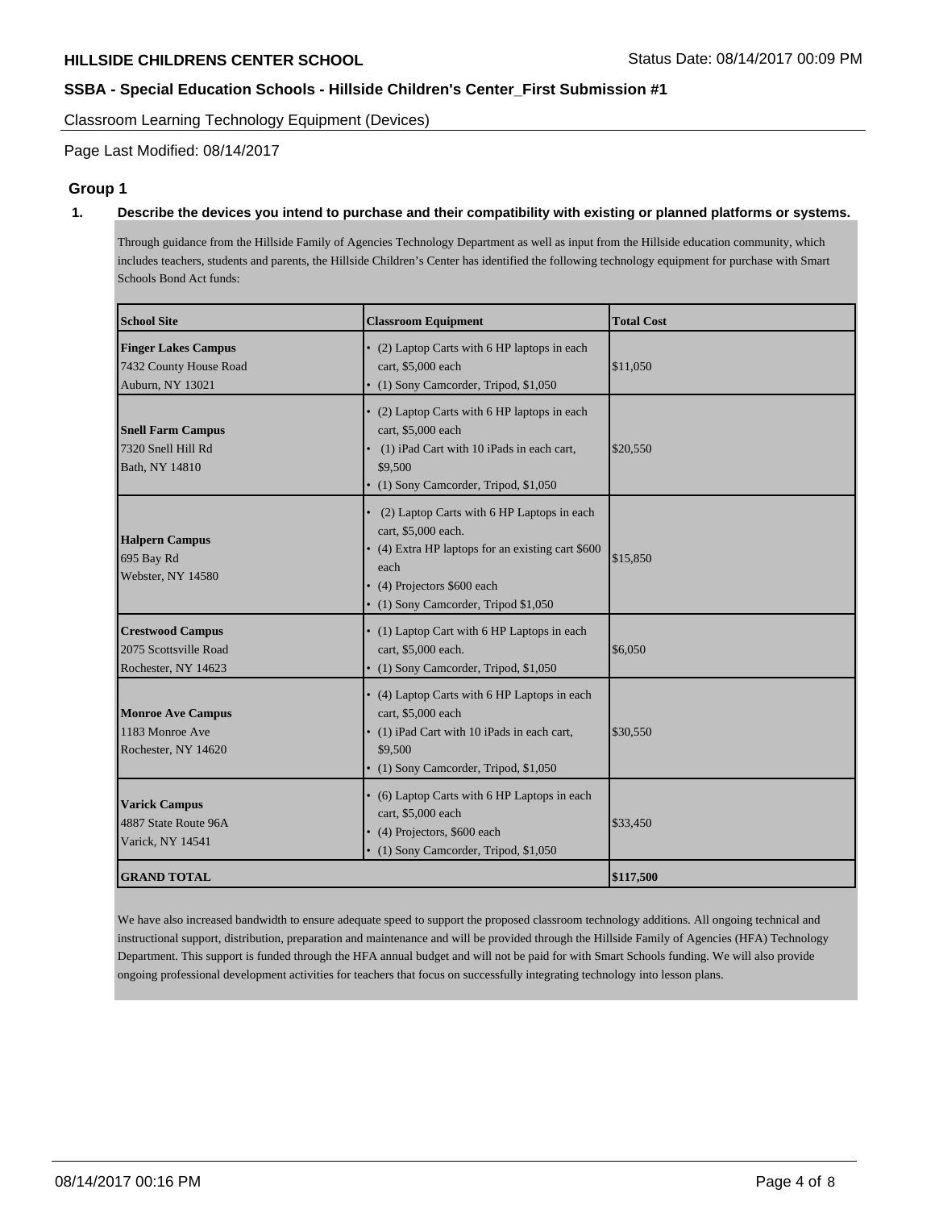Classroom Learning Technology Equipment (Devices)

Page Last Modified: 08/14/2017

## Group 1

**1. Describe the devices you intend to purchase and their compatibility with existing or planned platforms or systems.**

Through guidance from the Hillside Family of Agencies Technology Department as well as input from the Hillside education community, which includes teachers, students and parents, the Hillside Children's Center has identified the following technology equipment for purchase with Smart Schools Bond Act funds:

| School Site | Classroom Equipment | Total Cost |
|---|---|---|
| **Finger Lakes Campus**<br>7432 County House Road<br>Auburn, NY 13021 | • (2) Laptop Carts with 6 HP laptops in each cart, \$5,000 each<br>• (1) Sony Camcorder, Tripod, \$1,050 | \$11,050 |
| **Snell Farm Campus**<br>7320 Snell Hill Rd<br>Bath, NY 14810 | • (2) Laptop Carts with 6 HP laptops in each cart, \$5,000 each<br>• (1) iPad Cart with 10 iPads in each cart, \$9,500<br>• (1) Sony Camcorder, Tripod, \$1,050 | \$20,550 |
| **Halpern Campus**<br>695 Bay Rd<br>Webster, NY 14580 | • (2) Laptop Carts with 6 HP Laptops in each cart, \$5,000 each.<br>• (4) Extra HP laptops for an existing cart \$600 each<br>• (4) Projectors \$600 each<br>• (1) Sony Camcorder, Tripod \$1,050 | \$15,850 |
| **Crestwood Campus**<br>2075 Scottsville Road<br>Rochester, NY 14623 | • (1) Laptop Cart with 6 HP Laptops in each cart, \$5,000 each.<br>• (1) Sony Camcorder, Tripod, \$1,050 | \$6,050 |
| **Monroe Ave Campus**<br>1183 Monroe Ave<br>Rochester, NY 14620 | • (4) Laptop Carts with 6 HP Laptops in each cart, \$5,000 each<br>• (1) iPad Cart with 10 iPads in each cart, \$9,500<br>• (1) Sony Camcorder, Tripod, \$1,050 | \$30,550 |
| **Varick Campus**<br>4887 State Route 96A<br>Varick, NY 14541 | • (6) Laptop Carts with 6 HP Laptops in each cart, \$5,000 each<br>• (4) Projectors, \$600 each<br>• (1) Sony Camcorder, Tripod, \$1,050 | \$33,450 |
| **GRAND TOTAL** | | **\$117,500** |

We have also increased bandwidth to ensure adequate speed to support the proposed classroom technology additions. All ongoing technical and instructional support, distribution, preparation and maintenance and will be provided through the Hillside Family of Agencies (HFA) Technology Department. This support is funded through the HFA annual budget and will not be paid for with Smart Schools funding. We will also provide ongoing professional development activities for teachers that focus on successfully integrating technology into lesson plans.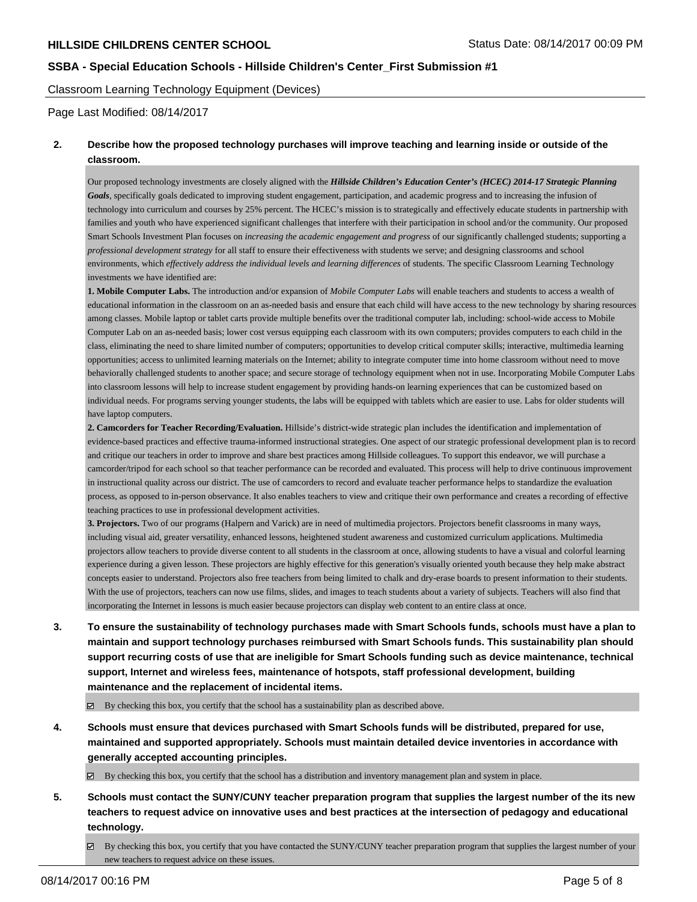**HILLSIDE CHILDRENS CENTER SCHOOL** Status Date: 08/14/2017 00:09 PM

**SSBA - Special Education Schools - Hillside Children's Center_First Submission #1**

Classroom Learning Technology Equipment (Devices)

Page Last Modified: 08/14/2017

**2. Describe how the proposed technology purchases will improve teaching and learning inside or outside of the classroom.**

Our proposed technology investments are closely aligned with the ***Hillside Children's Education Center's (HCEC) 2014-17 Strategic Planning Goals***, specifically goals dedicated to improving student engagement, participation, and academic progress and to increasing the infusion of technology into curriculum and courses by 25% percent. The HCEC's mission is to strategically and effectively educate students in partnership with families and youth who have experienced significant challenges that interfere with their participation in school and/or the community. Our proposed Smart Schools Investment Plan focuses on *increasing the academic engagement and progress* of our significantly challenged students; supporting a *professional development strategy* for all staff to ensure their effectiveness with students we serve; and designing classrooms and school environments, which *effectively address the individual levels and learning differences* of students. The specific Classroom Learning Technology investments we have identified are:

**1. Mobile Computer Labs.** The introduction and/or expansion of *Mobile Computer Labs* will enable teachers and students to access a wealth of educational information in the classroom on an as-needed basis and ensure that each child will have access to the new technology by sharing resources among classes. Mobile laptop or tablet carts provide multiple benefits over the traditional computer lab, including: school-wide access to Mobile Computer Lab on an as-needed basis; lower cost versus equipping each classroom with its own computers; provides computers to each child in the class, eliminating the need to share limited number of computers; opportunities to develop critical computer skills; interactive, multimedia learning opportunities; access to unlimited learning materials on the Internet; ability to integrate computer time into home classroom without need to move behaviorally challenged students to another space; and secure storage of technology equipment when not in use. Incorporating Mobile Computer Labs into classroom lessons will help to increase student engagement by providing hands-on learning experiences that can be customized based on individual needs. For programs serving younger students, the labs will be equipped with tablets which are easier to use. Labs for older students will have laptop computers.

**2. Camcorders for Teacher Recording/Evaluation.** Hillside's district-wide strategic plan includes the identification and implementation of evidence-based practices and effective trauma-informed instructional strategies. One aspect of our strategic professional development plan is to record and critique our teachers in order to improve and share best practices among Hillside colleagues. To support this endeavor, we will purchase a camcorder/tripod for each school so that teacher performance can be recorded and evaluated. This process will help to drive continuous improvement in instructional quality across our district. The use of camcorders to record and evaluate teacher performance helps to standardize the evaluation process, as opposed to in-person observance. It also enables teachers to view and critique their own performance and creates a recording of effective teaching practices to use in professional development activities.

**3. Projectors.** Two of our programs (Halpern and Varick) are in need of multimedia projectors. Projectors benefit classrooms in many ways, including visual aid, greater versatility, enhanced lessons, heightened student awareness and customized curriculum applications. Multimedia projectors allow teachers to provide diverse content to all students in the classroom at once, allowing students to have a visual and colorful learning experience during a given lesson. These projectors are highly effective for this generation's visually oriented youth because they help make abstract concepts easier to understand. Projectors also free teachers from being limited to chalk and dry-erase boards to present information to their students. With the use of projectors, teachers can now use films, slides, and images to teach students about a variety of subjects. Teachers will also find that incorporating the Internet in lessons is much easier because projectors can display web content to an entire class at once.

**3. To ensure the sustainability of technology purchases made with Smart Schools funds, schools must have a plan to maintain and support technology purchases reimbursed with Smart Schools funds. This sustainability plan should support recurring costs of use that are ineligible for Smart Schools funding such as device maintenance, technical support, Internet and wireless fees, maintenance of hotspots, staff professional development, building maintenance and the replacement of incidental items.**

☑ By checking this box, you certify that the school has a sustainability plan as described above.

**4. Schools must ensure that devices purchased with Smart Schools funds will be distributed, prepared for use, maintained and supported appropriately. Schools must maintain detailed device inventories in accordance with generally accepted accounting principles.**

☑ By checking this box, you certify that the school has a distribution and inventory management plan and system in place.

**5. Schools must contact the SUNY/CUNY teacher preparation program that supplies the largest number of the its new teachers to request advice on innovative uses and best practices at the intersection of pedagogy and educational technology.**

☑ By checking this box, you certify that you have contacted the SUNY/CUNY teacher preparation program that supplies the largest number of your new teachers to request advice on these issues.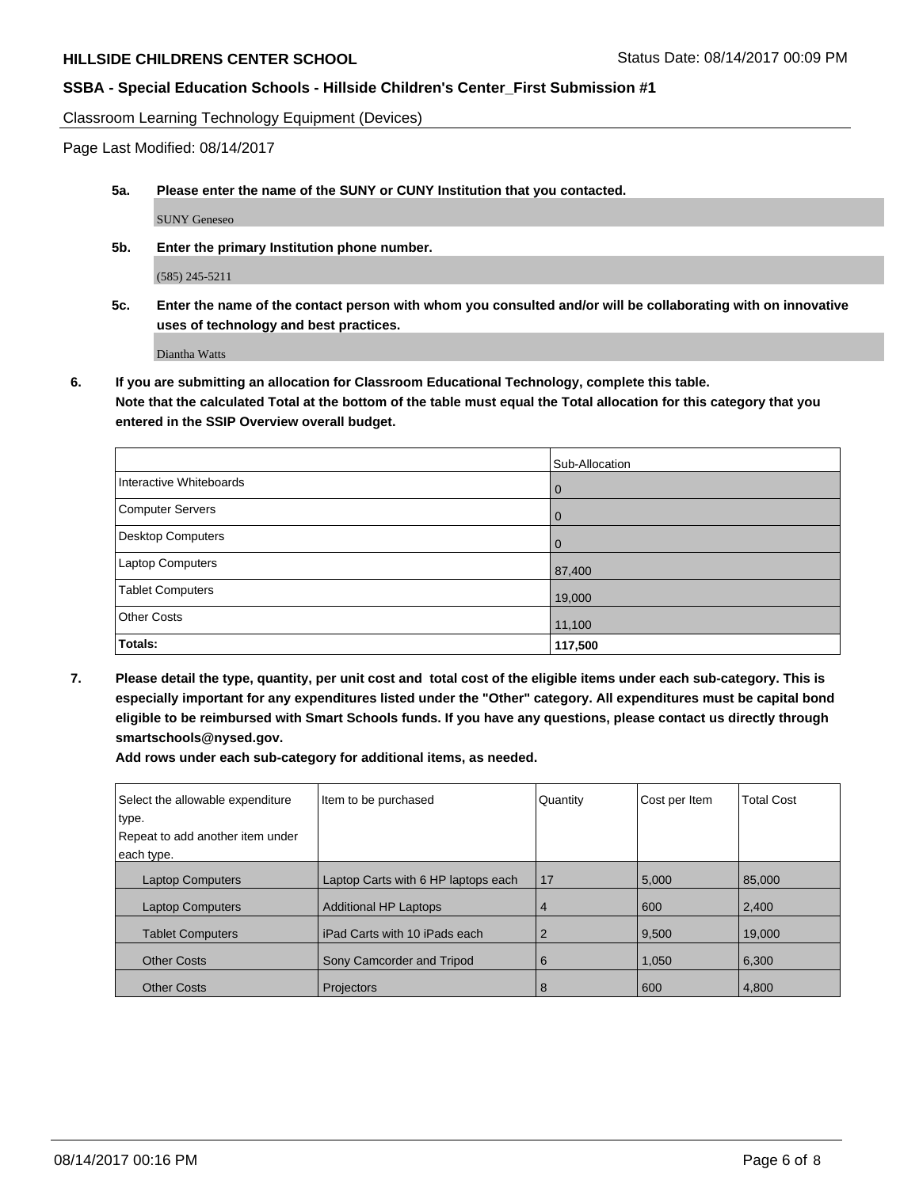**HILLSIDE CHILDRENS CENTER SCHOOL** Status Date: 08/14/2017 00:09 PM

**SSBA - Special Education Schools - Hillside Children's Center_First Submission #1**

Classroom Learning Technology Equipment (Devices)

Page Last Modified: 08/14/2017

**5a. Please enter the name of the SUNY or CUNY Institution that you contacted.**

SUNY Geneseo

**5b. Enter the primary Institution phone number.**

(585) 245-5211

**5c. Enter the name of the contact person with whom you consulted and/or will be collaborating with on innovative uses of technology and best practices.**

Diantha Watts

**6. If you are submitting an allocation for Classroom Educational Technology, complete this table. Note that the calculated Total at the bottom of the table must equal the Total allocation for this category that you entered in the SSIP Overview overall budget.**

| | Sub-Allocation |
|---|---|
| Interactive Whiteboards | 0 |
| Computer Servers | 0 |
| Desktop Computers | 0 |
| Laptop Computers | 87,400 |
| Tablet Computers | 19,000 |
| Other Costs | 11,100 |
| **Totals:** | **117,500** |

**7. Please detail the type, quantity, per unit cost and total cost of the eligible items under each sub-category. This is especially important for any expenditures listed under the "Other" category. All expenditures must be capital bond eligible to be reimbursed with Smart Schools funds. If you have any questions, please contact us directly through smartschools@nysed.gov.**

**Add rows under each sub-category for additional items, as needed.**

| Select the allowable expenditure type. Repeat to add another item under each type. | Item to be purchased | Quantity | Cost per Item | Total Cost |
|---|---|---|---|---|
| Laptop Computers | Laptop Carts with 6 HP laptops each | 17 | 5,000 | 85,000 |
| Laptop Computers | Additional HP Laptops | 4 | 600 | 2,400 |
| Tablet Computers | iPad Carts with 10 iPads each | 2 | 9,500 | 19,000 |
| Other Costs | Sony Camcorder and Tripod | 6 | 1,050 | 6,300 |
| Other Costs | Projectors | 8 | 600 | 4,800 |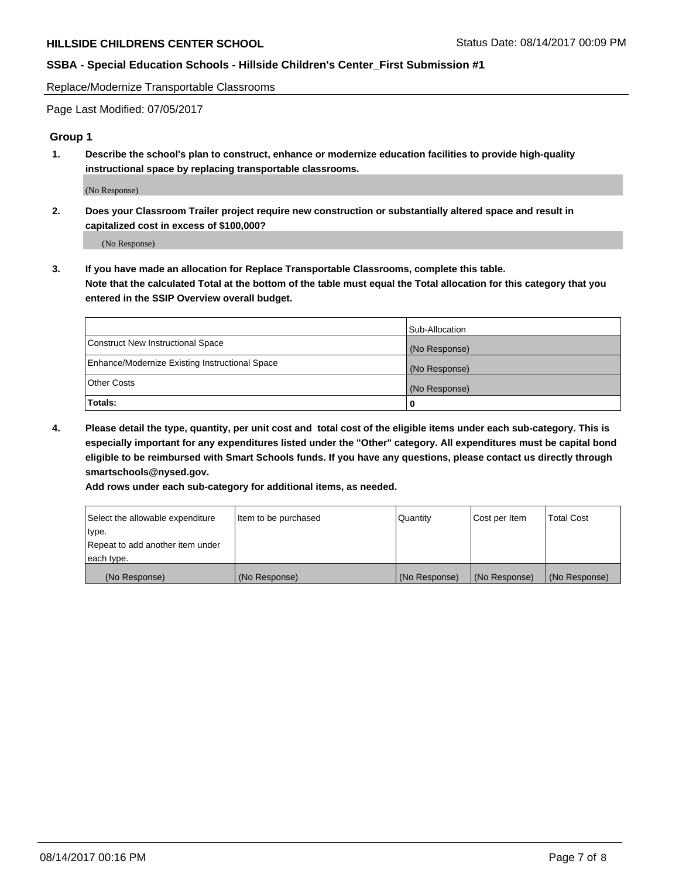Replace/Modernize Transportable Classrooms

Page Last Modified: 07/05/2017

## Group 1

1. **Describe the school's plan to construct, enhance or modernize education facilities to provide high-quality instructional space by replacing transportable classrooms.**

   (No Response)

2. **Does your Classroom Trailer project require new construction or substantially altered space and result in capitalized cost in excess of $100,000?**

   (No Response)

3. **If you have made an allocation for Replace Transportable Classrooms, complete this table. Note that the calculated Total at the bottom of the table must equal the Total allocation for this category that you entered in the SSIP Overview overall budget.**

| | Sub-Allocation |
|---|---|
| Construct New Instructional Space | (No Response) |
| Enhance/Modernize Existing Instructional Space | (No Response) |
| Other Costs | (No Response) |
| **Totals:** | **0** |

4. **Please detail the type, quantity, per unit cost and total cost of the eligible items under each sub-category. This is especially important for any expenditures listed under the "Other" category. All expenditures must be capital bond eligible to be reimbursed with Smart Schools funds. If you have any questions, please contact us directly through smartschools@nysed.gov.**

   **Add rows under each sub-category for additional items, as needed.**

| Select the allowable expenditure type. Repeat to add another item under each type. | Item to be purchased | Quantity | Cost per Item | Total Cost |
|---|---|---|---|---|
| (No Response) | (No Response) | (No Response) | (No Response) | (No Response) |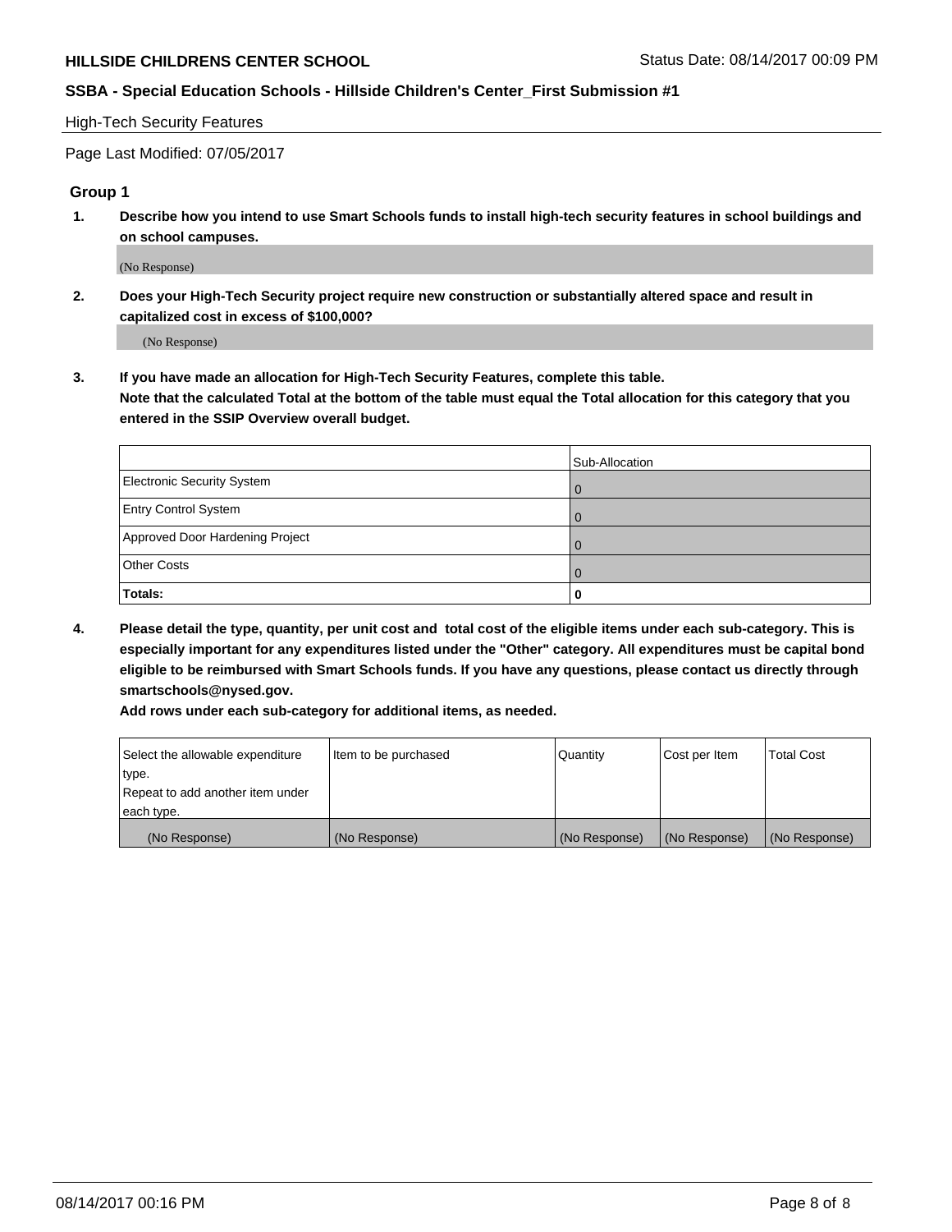High-Tech Security Features

Page Last Modified: 07/05/2017

## Group 1

**1. Describe how you intend to use Smart Schools funds to install high-tech security features in school buildings and on school campuses.**

(No Response)

**2. Does your High-Tech Security project require new construction or substantially altered space and result in capitalized cost in excess of $100,000?**

(No Response)

**3. If you have made an allocation for High-Tech Security Features, complete this table.**
**Note that the calculated Total at the bottom of the table must equal the Total allocation for this category that you entered in the SSIP Overview overall budget.**

| | Sub-Allocation |
|---|---|
| Electronic Security System | 0 |
| Entry Control System | 0 |
| Approved Door Hardening Project | 0 |
| Other Costs | 0 |
| **Totals:** | **0** |

**4. Please detail the type, quantity, per unit cost and total cost of the eligible items under each sub-category. This is especially important for any expenditures listed under the "Other" category. All expenditures must be capital bond eligible to be reimbursed with Smart Schools funds. If you have any questions, please contact us directly through smartschools@nysed.gov.**
**Add rows under each sub-category for additional items, as needed.**

| Select the allowable expenditure type. Repeat to add another item under each type. | Item to be purchased | Quantity | Cost per Item | Total Cost |
|---|---|---|---|---|
| (No Response) | (No Response) | (No Response) | (No Response) | (No Response) |